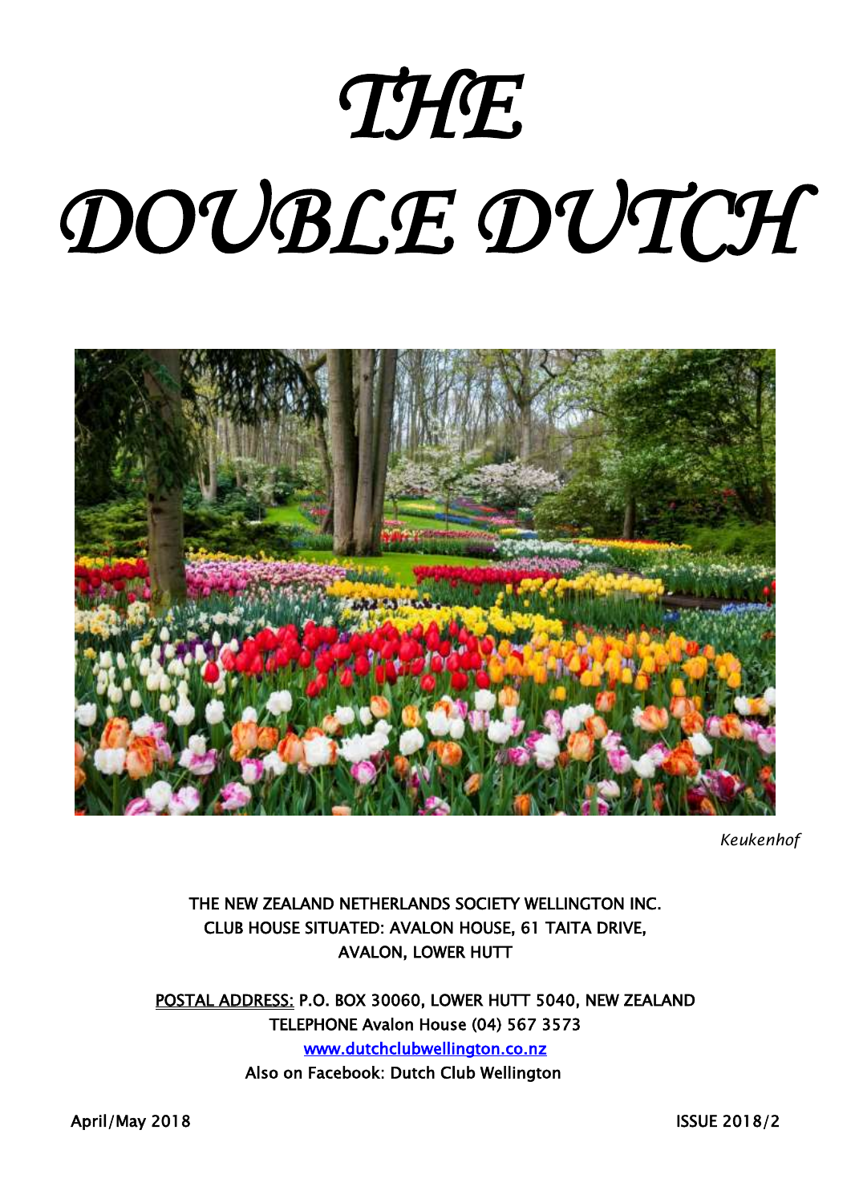# THE DOUBLE DUTCH

*Keukenhof*

THE NEW ZEALAND NETHERLANDS SOCIETY WELLINGTON INC.
CLUB HOUSE SITUATED: AVALON HOUSE, 61 TAITA DRIVE,
AVALON, LOWER HUTT

POSTAL ADDRESS: P.O. BOX 30060, LOWER HUTT 5040, NEW ZEALAND
TELEPHONE Avalon House (04) 567 3573
[www.dutchclubwellington.co.nz](http://www.dutchclubwellington.co.nz)
Also on Facebook: Dutch Club Wellington

April/May 2018 ISSUE 2018/2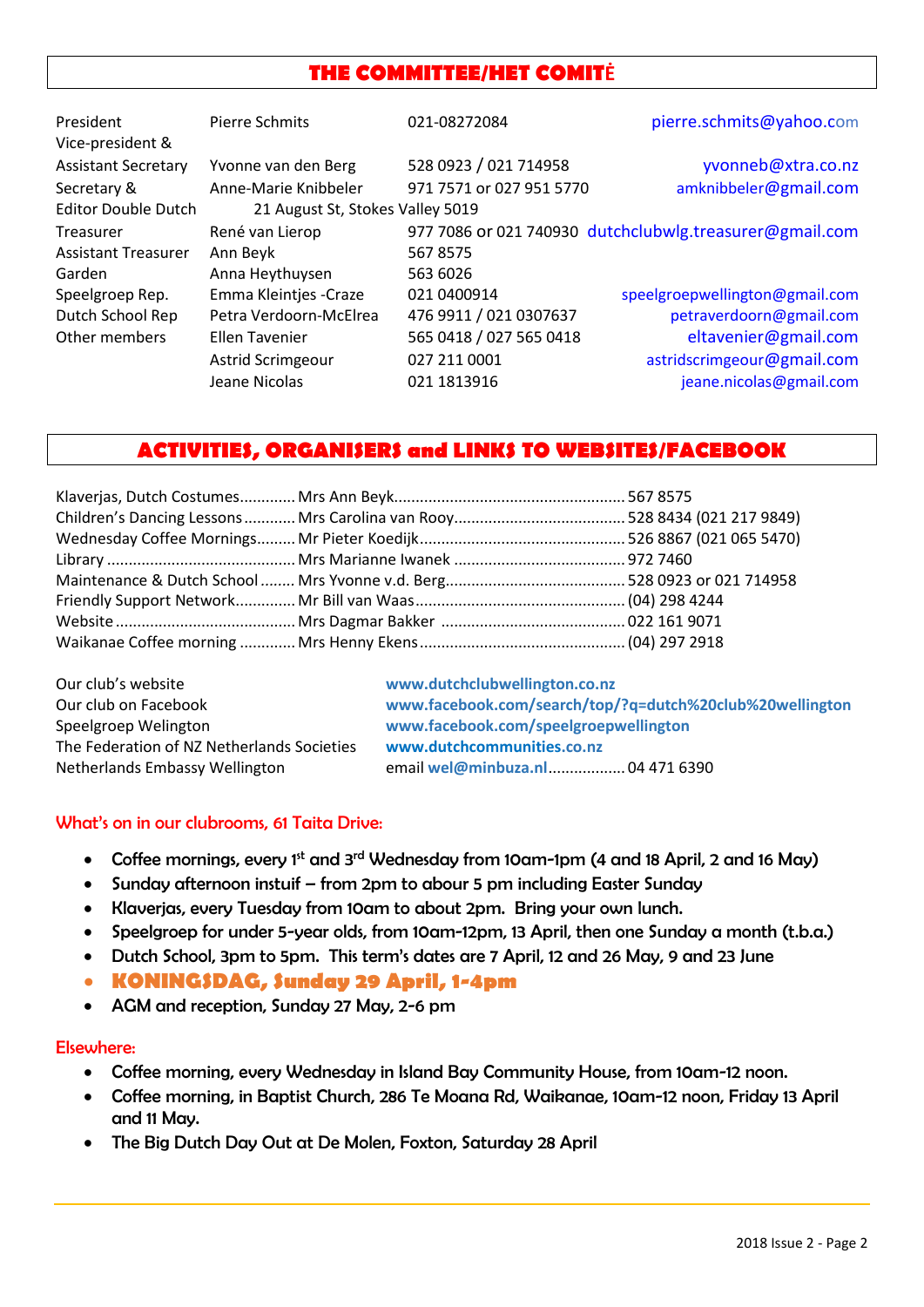## THE COMMITTEE/HET COMITĖ

| | | | |
|---|---|---|---|
| President | Pierre Schmits | 021-08272084 | pierre.schmits@yahoo.com |
| Vice-president & Assistant Secretary | Yvonne van den Berg | 528 0923 / 021 714958 | yvonneb@xtra.co.nz |
| Secretary & Editor Double Dutch | Anne-Marie Knibbeler | 971 7571 or 027 951 5770 | amknibbeler@gmail.com |
| | 21 August St, Stokes Valley 5019 | | |
| Treasurer | René van Lierop | 977 7086 or 021 740930 | dutchclubwlg.treasurer@gmail.com |
| Assistant Treasurer | Ann Beyk | 567 8575 | |
| Garden | Anna Heythuysen | 563 6026 | |
| Speelgroep Rep. | Emma Kleintjes -Craze | 021 0400914 | speelgroepwellington@gmail.com |
| Dutch School Rep | Petra Verdoorn-McElrea | 476 9911 / 021 0307637 | petraverdoorn@gmail.com |
| Other members | Ellen Tavenier | 565 0418 / 027 565 0418 | eltavenier@gmail.com |
| | Astrid Scrimgeour | 027 211 0001 | astridscrimgeour@gmail.com |
| | Jeane Nicolas | 021 1813916 | jeane.nicolas@gmail.com |

## ACTIVITIES, ORGANISERS and LINKS TO WEBSITES/FACEBOOK

| | | |
|---|---|---|
| Klaverjas, Dutch Costumes | Mrs Ann Beyk | 567 8575 |
| Children's Dancing Lessons | Mrs Carolina van Rooy | 528 8434 (021 217 9849) |
| Wednesday Coffee Mornings | Mr Pieter Koedijk | 526 8867 (021 065 5470) |
| Library | Mrs Marianne Iwanek | 972 7460 |
| Maintenance & Dutch School | Mrs Yvonne v.d. Berg | 528 0923 or 021 714958 |
| Friendly Support Network | Mr Bill van Waas | (04) 298 4244 |
| Website | Mrs Dagmar Bakker | 022 161 9071 |
| Waikanae Coffee morning | Mrs Henny Ekens | (04) 297 2918 |

| | |
|---|---|
| Our club's website | www.dutchclubwellington.co.nz |
| Our club on Facebook | www.facebook.com/search/top/?q=dutch%20club%20wellington |
| Speelgroep Welington | www.facebook.com/speelgroepwellington |
| The Federation of NZ Netherlands Societies | www.dutchcommunities.co.nz |
| Netherlands Embassy Wellington | email wel@minbuza.nl .................. 04 471 6390 |

### What's on in our clubrooms, 61 Taita Drive:

- Coffee mornings, every 1st and 3rd Wednesday from 10am-1pm (4 and 18 April, 2 and 16 May)
- Sunday afternoon instuif – from 2pm to abour 5 pm including Easter Sunday
- Klaverjas, every Tuesday from 10am to about 2pm. Bring your own lunch.
- Speelgroep for under 5-year olds, from 10am-12pm, 13 April, then one Sunday a month (t.b.a.)
- Dutch School, 3pm to 5pm. This term's dates are 7 April, 12 and 26 May, 9 and 23 June
- **KONINGSDAG, Sunday 29 April, 1-4pm**
- AGM and reception, Sunday 27 May, 2-6 pm

### Elsewhere:

- Coffee morning, every Wednesday in Island Bay Community House, from 10am-12 noon.
- Coffee morning, in Baptist Church, 286 Te Moana Rd, Waikanae, 10am-12 noon, Friday 13 April and 11 May.
- The Big Dutch Day Out at De Molen, Foxton, Saturday 28 April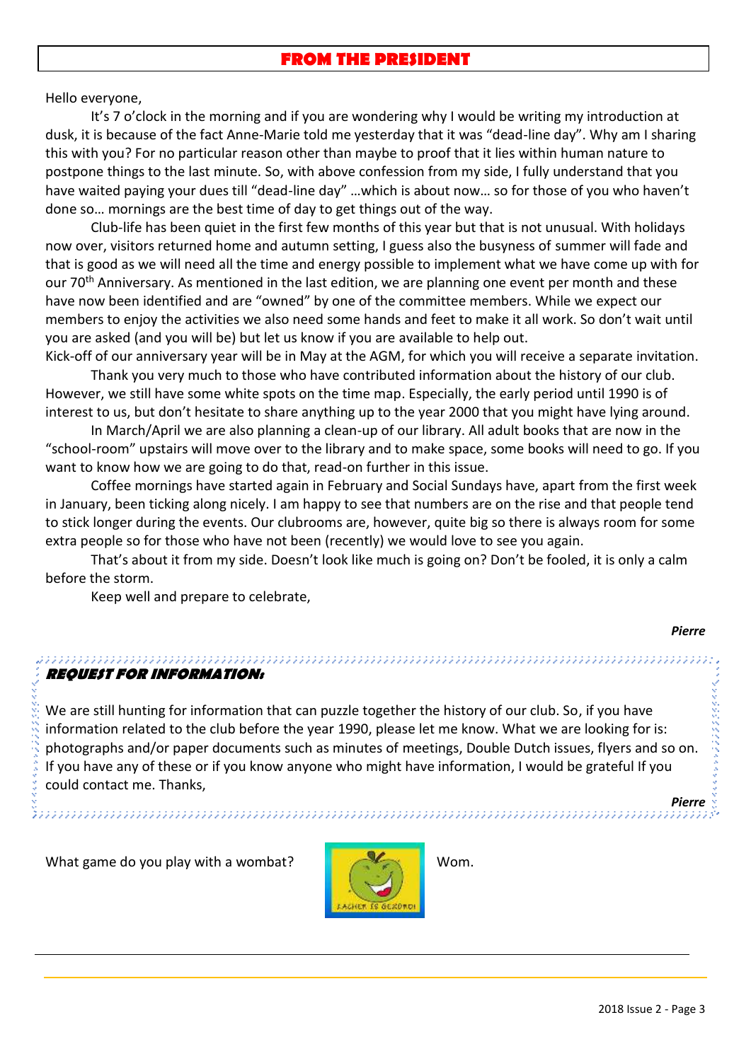## FROM THE PRESIDENT

Hello everyone,

It's 7 o'clock in the morning and if you are wondering why I would be writing my introduction at dusk, it is because of the fact Anne-Marie told me yesterday that it was "dead-line day". Why am I sharing this with you? For no particular reason other than maybe to proof that it lies within human nature to postpone things to the last minute. So, with above confession from my side, I fully understand that you have waited paying your dues till "dead-line day" …which is about now… so for those of you who haven't done so… mornings are the best time of day to get things out of the way.

Club-life has been quiet in the first few months of this year but that is not unusual. With holidays now over, visitors returned home and autumn setting, I guess also the busyness of summer will fade and that is good as we will need all the time and energy possible to implement what we have come up with for our 70th Anniversary. As mentioned in the last edition, we are planning one event per month and these have now been identified and are "owned" by one of the committee members. While we expect our members to enjoy the activities we also need some hands and feet to make it all work. So don't wait until you are asked (and you will be) but let us know if you are available to help out.

Kick-off of our anniversary year will be in May at the AGM, for which you will receive a separate invitation.

Thank you very much to those who have contributed information about the history of our club. However, we still have some white spots on the time map. Especially, the early period until 1990 is of interest to us, but don't hesitate to share anything up to the year 2000 that you might have lying around.

In March/April we are also planning a clean-up of our library. All adult books that are now in the "school-room" upstairs will move over to the library and to make space, some books will need to go. If you want to know how we are going to do that, read-on further in this issue.

Coffee mornings have started again in February and Social Sundays have, apart from the first week in January, been ticking along nicely. I am happy to see that numbers are on the rise and that people tend to stick longer during the events. Our clubrooms are, however, quite big so there is always room for some extra people so for those who have not been (recently) we would love to see you again.

That's about it from my side. Doesn't look like much is going on? Don't be fooled, it is only a calm before the storm.

Keep well and prepare to celebrate,

***Pierre***

### *REQUEST FOR INFORMATION:*

We are still hunting for information that can puzzle together the history of our club. So, if you have information related to the club before the year 1990, please let me know. What we are looking for is: photographs and/or paper documents such as minutes of meetings, Double Dutch issues, flyers and so on. If you have any of these or if you know anyone who might have information, I would be grateful If you could contact me. Thanks,

***Pierre***

What game do you play with a wombat? Wom.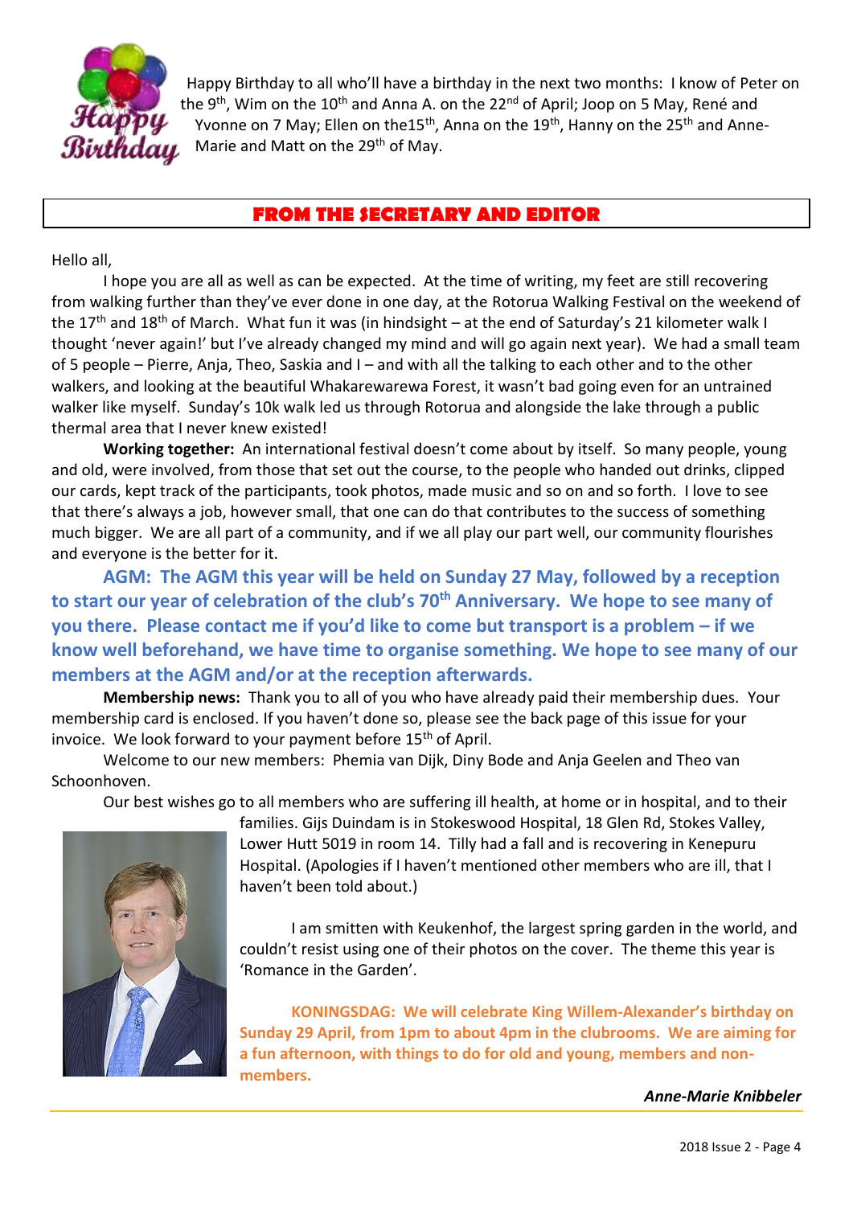Happy Birthday to all who'll have a birthday in the next two months: I know of Peter on the 9th, Wim on the 10th and Anna A. on the 22nd of April; Joop on 5 May, René and Yvonne on 7 May; Ellen on the15th, Anna on the 19th, Hanny on the 25th and Anne-Marie and Matt on the 29th of May.

## FROM THE SECRETARY AND EDITOR

Hello all,

I hope you are all as well as can be expected. At the time of writing, my feet are still recovering from walking further than they've ever done in one day, at the Rotorua Walking Festival on the weekend of the 17th and 18th of March. What fun it was (in hindsight – at the end of Saturday's 21 kilometer walk I thought 'never again!' but I've already changed my mind and will go again next year). We had a small team of 5 people – Pierre, Anja, Theo, Saskia and I – and with all the talking to each other and to the other walkers, and looking at the beautiful Whakarewarewa Forest, it wasn't bad going even for an untrained walker like myself. Sunday's 10k walk led us through Rotorua and alongside the lake through a public thermal area that I never knew existed!

**Working together:** An international festival doesn't come about by itself. So many people, young and old, were involved, from those that set out the course, to the people who handed out drinks, clipped our cards, kept track of the participants, took photos, made music and so on and so forth. I love to see that there's always a job, however small, that one can do that contributes to the success of something much bigger. We are all part of a community, and if we all play our part well, our community flourishes and everyone is the better for it.

**AGM: The AGM this year will be held on Sunday 27 May, followed by a reception to start our year of celebration of the club's 70th Anniversary. We hope to see many of you there. Please contact me if you'd like to come but transport is a problem – if we know well beforehand, we have time to organise something. We hope to see many of our members at the AGM and/or at the reception afterwards.**

**Membership news:** Thank you to all of you who have already paid their membership dues. Your membership card is enclosed. If you haven't done so, please see the back page of this issue for your invoice. We look forward to your payment before 15th of April.

Welcome to our new members: Phemia van Dijk, Diny Bode and Anja Geelen and Theo van Schoonhoven.

Our best wishes go to all members who are suffering ill health, at home or in hospital, and to their families. Gijs Duindam is in Stokeswood Hospital, 18 Glen Rd, Stokes Valley, Lower Hutt 5019 in room 14. Tilly had a fall and is recovering in Kenepuru Hospital. (Apologies if I haven't mentioned other members who are ill, that I haven't been told about.)

I am smitten with Keukenhof, the largest spring garden in the world, and couldn't resist using one of their photos on the cover. The theme this year is 'Romance in the Garden'.

**KONINGSDAG: We will celebrate King Willem-Alexander's birthday on Sunday 29 April, from 1pm to about 4pm in the clubrooms. We are aiming for a fun afternoon, with things to do for old and young, members and non-members.**

***Anne-Marie Knibbeler***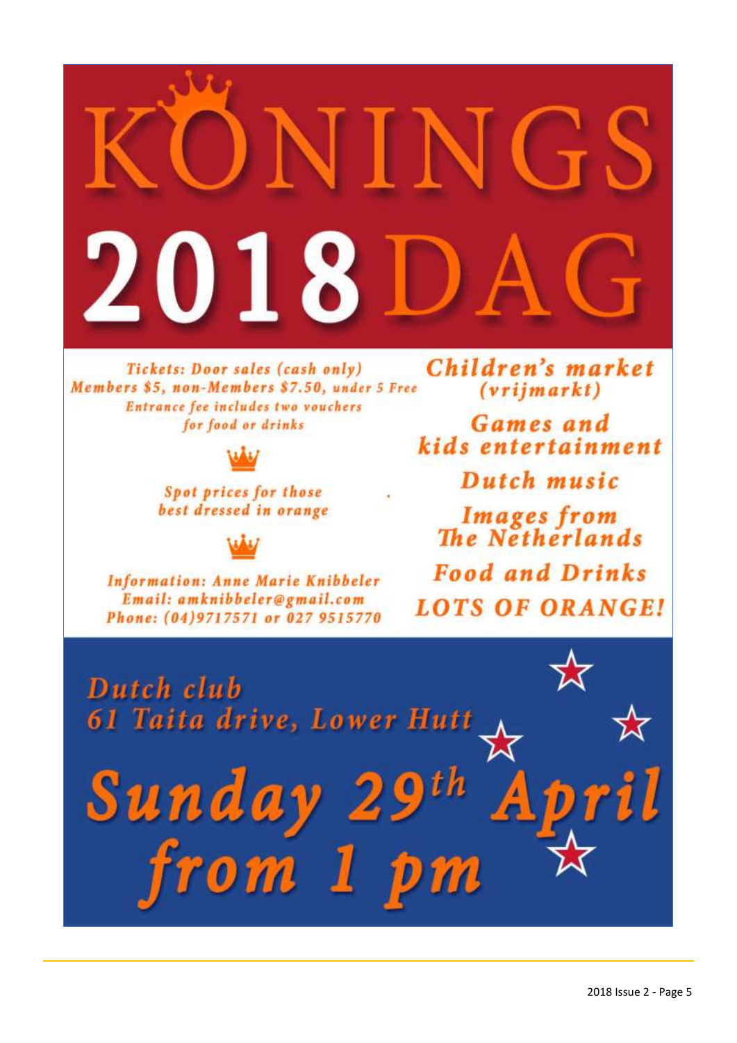# KONINGS 2018 DAG

*Tickets: Door sales (cash only)*
*Members $5, non-Members $7.50, under 5 Free*
*Entrance fee includes two vouchers for food or drinks*

*Spot prices for those best dressed in orange*

*Information: Anne Marie Knibbeler*
*Email: amknibbeler@gmail.com*
*Phone: (04)9717571 or 027 9515770*

**Children's market (vrijmarkt)**

**Games and kids entertainment**

**Dutch music**

**Images from The Netherlands**

**Food and Drinks**

**LOTS OF ORANGE!**

*Dutch club*
*61 Taita drive, Lower Hutt*

## *Sunday 29th April from 1 pm*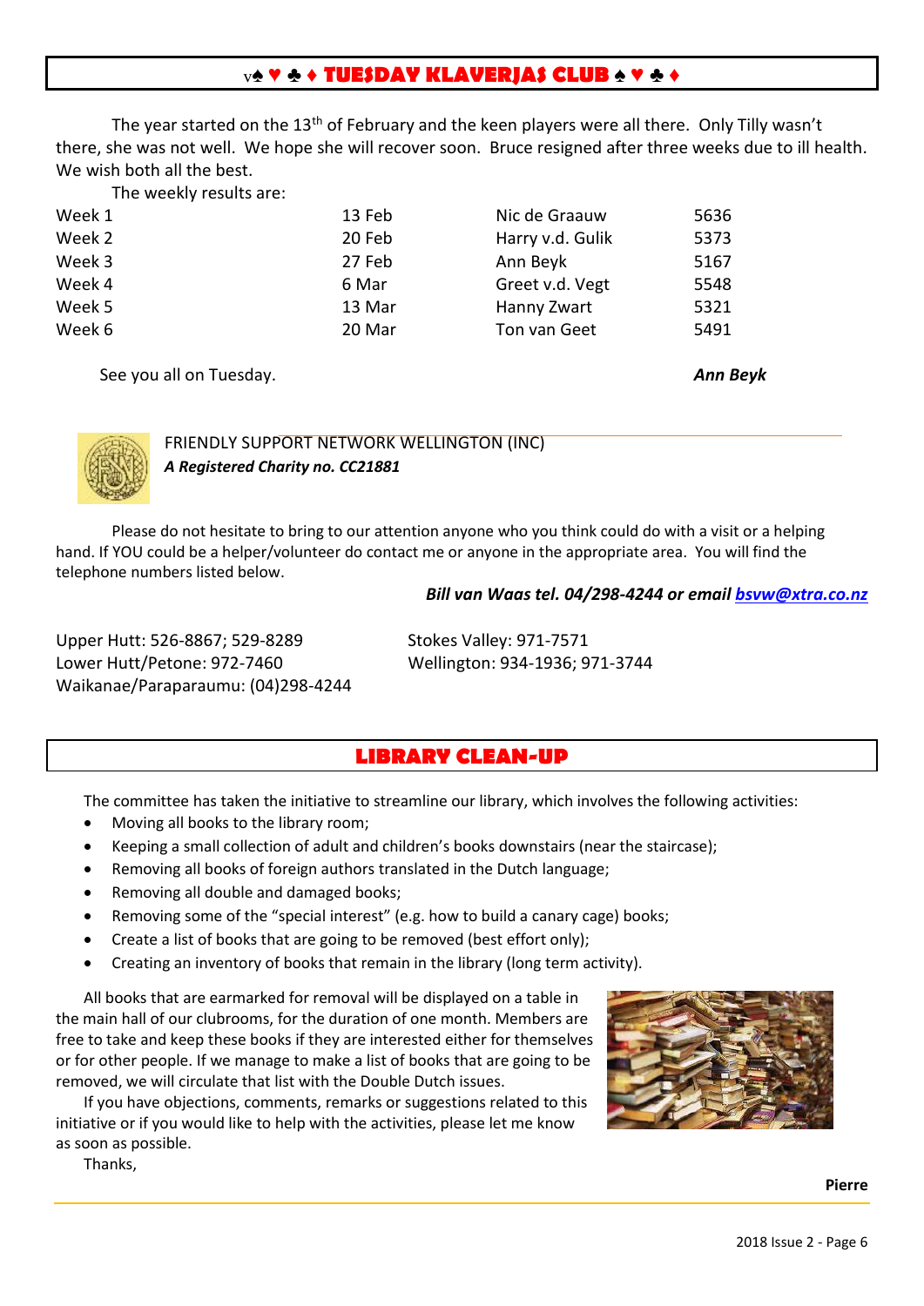## v♠ ♥ ♣ ♦ TUESDAY KLAVERJAS CLUB ♠ ♥ ♣ ♦

The year started on the 13th of February and the keen players were all there. Only Tilly wasn't there, she was not well. We hope she will recover soon. Bruce resigned after three weeks due to ill health. We wish both all the best.

The weekly results are:

| | | | |
|---|---|---|---|
| Week 1 | 13 Feb | Nic de Graauw | 5636 |
| Week 2 | 20 Feb | Harry v.d. Gulik | 5373 |
| Week 3 | 27 Feb | Ann Beyk | 5167 |
| Week 4 | 6 Mar | Greet v.d. Vegt | 5548 |
| Week 5 | 13 Mar | Hanny Zwart | 5321 |
| Week 6 | 20 Mar | Ton van Geet | 5491 |

See you all on Tuesday.

***Ann Beyk***

FRIENDLY SUPPORT NETWORK WELLINGTON (INC)

***A Registered Charity no. CC21881***

Please do not hesitate to bring to our attention anyone who you think could do with a visit or a helping hand. If YOU could be a helper/volunteer do contact me or anyone in the appropriate area. You will find the telephone numbers listed below.

***Bill van Waas tel. 04/298-4244 or email bsvw@xtra.co.nz***

Upper Hutt: 526-8867; 529-8289
Lower Hutt/Petone: 972-7460
Waikanae/Paraparaumu: (04)298-4244
Stokes Valley: 971-7571
Wellington: 934-1936; 971-3744

## LIBRARY CLEAN-UP

The committee has taken the initiative to streamline our library, which involves the following activities:

- Moving all books to the library room;
- Keeping a small collection of adult and children's books downstairs (near the staircase);
- Removing all books of foreign authors translated in the Dutch language;
- Removing all double and damaged books;
- Removing some of the "special interest" (e.g. how to build a canary cage) books;
- Create a list of books that are going to be removed (best effort only);
- Creating an inventory of books that remain in the library (long term activity).

All books that are earmarked for removal will be displayed on a table in the main hall of our clubrooms, for the duration of one month. Members are free to take and keep these books if they are interested either for themselves or for other people. If we manage to make a list of books that are going to be removed, we will circulate that list with the Double Dutch issues.

If you have objections, comments, remarks or suggestions related to this initiative or if you would like to help with the activities, please let me know as soon as possible.

Thanks,

**Pierre**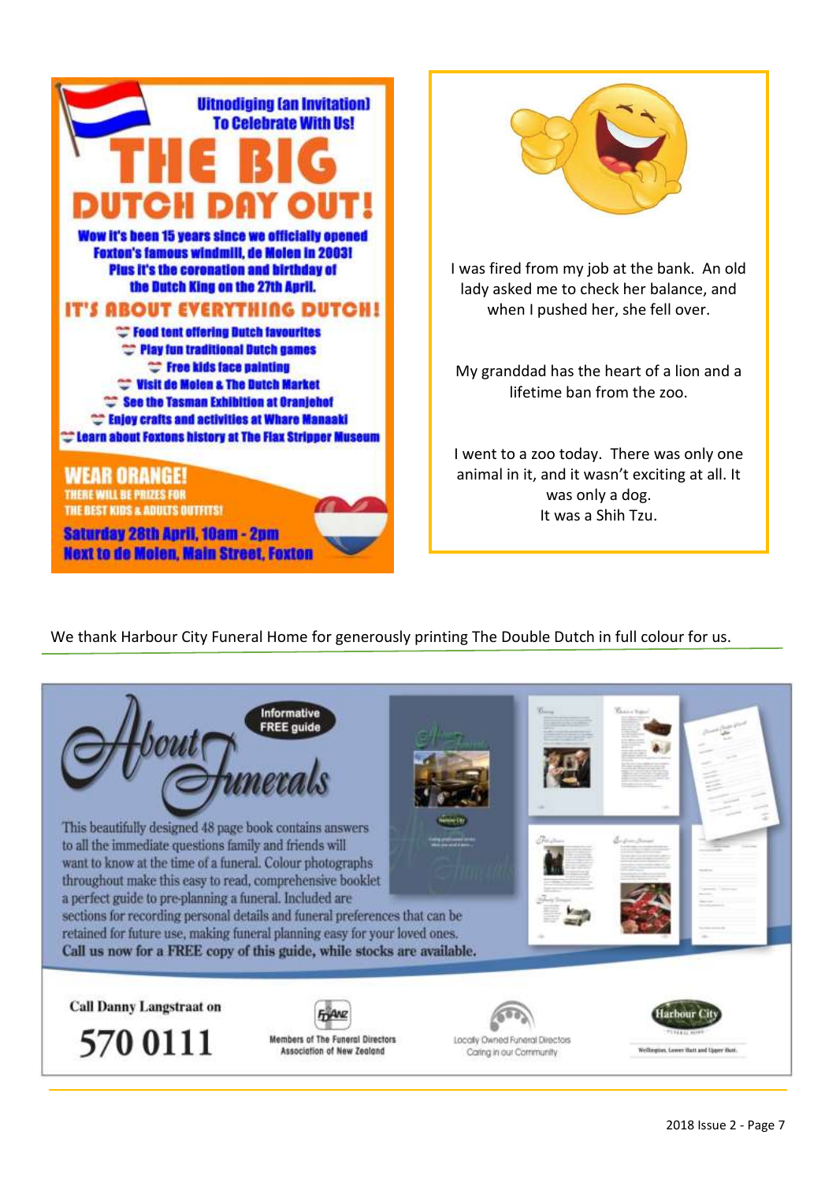Uitnodiging (an Invitation) To Celebrate With Us!

# THE BIG DUTCH DAY OUT!

**Wow it's been 15 years since we officially opened Foxton's famous windmill, de Molen in 2003! Plus it's the coronation and birthday of the Dutch King on the 27th April.**

## IT'S ABOUT EVERYTHING DUTCH!

- Food tent offering Dutch favourites
- Play fun traditional Dutch games
- Free kids face painting
- Visit de Molen & The Dutch Market
- See the Tasman Exhibition at Oranjehof
- Enjoy crafts and activities at Whare Manaaki
- Learn about Foxtons history at The Flax Stripper Museum

**WEAR ORANGE!**

THERE WILL BE PRIZES FOR THE BEST KIDS & ADULTS OUTFITS!

**Saturday 28th April, 10am - 2pm**
**Next to de Molen, Main Street, Foxton**

---

I was fired from my job at the bank. An old lady asked me to check her balance, and when I pushed her, she fell over.

My granddad has the heart of a lion and a lifetime ban from the zoo.

I went to a zoo today. There was only one animal in it, and it wasn't exciting at all. It was only a dog.
It was a Shih Tzu.

---

We thank Harbour City Funeral Home for generously printing The Double Dutch in full colour for us.

---

# About Funerals

Informative FREE guide

This beautifully designed 48 page book contains answers to all the immediate questions family and friends will want to know at the time of a funeral. Colour photographs throughout make this easy to read, comprehensive booklet a perfect guide to pre-planning a funeral. Included are sections for recording personal details and funeral preferences that can be retained for future use, making funeral planning easy for your loved ones.
**Call us now for a FREE copy of this guide, while stocks are available.**

Call Danny Langstraat on
**570 0111**

Members of The Funeral Directors Association of New Zealand

Locally Owned Funeral Directors Caring in our Community

Harbour City Funeral Home
Wellington, Lower Hutt and Upper Hutt.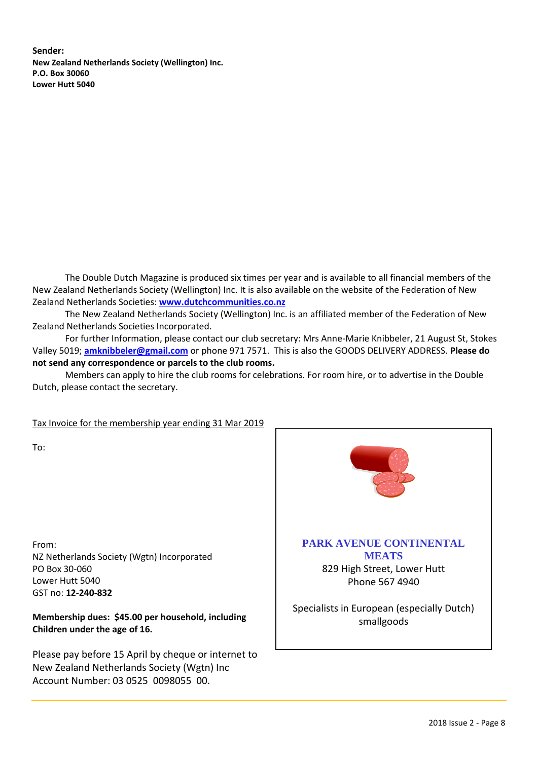**Sender:**
**New Zealand Netherlands Society (Wellington) Inc.**
**P.O. Box 30060**
**Lower Hutt 5040**

The Double Dutch Magazine is produced six times per year and is available to all financial members of the New Zealand Netherlands Society (Wellington) Inc. It is also available on the website of the Federation of New Zealand Netherlands Societies: **www.dutchcommunities.co.nz**

The New Zealand Netherlands Society (Wellington) Inc. is an affiliated member of the Federation of New Zealand Netherlands Societies Incorporated.

For further Information, please contact our club secretary: Mrs Anne-Marie Knibbeler, 21 August St, Stokes Valley 5019; **amknibbeler@gmail.com** or phone 971 7571. This is also the GOODS DELIVERY ADDRESS. **Please do not send any correspondence or parcels to the club rooms.**

Members can apply to hire the club rooms for celebrations. For room hire, or to advertise in the Double Dutch, please contact the secretary.

Tax Invoice for the membership year ending 31 Mar 2019

To:

From:
NZ Netherlands Society (Wgtn) Incorporated
PO Box 30-060
Lower Hutt 5040
GST no: **12-240-832**

**Membership dues: $45.00 per household, including Children under the age of 16.**

Please pay before 15 April by cheque or internet to
New Zealand Netherlands Society (Wgtn) Inc
Account Number: 03 0525 0098055 00.

**PARK AVENUE CONTINENTAL MEATS**
829 High Street, Lower Hutt
Phone 567 4940

Specialists in European (especially Dutch) smallgoods